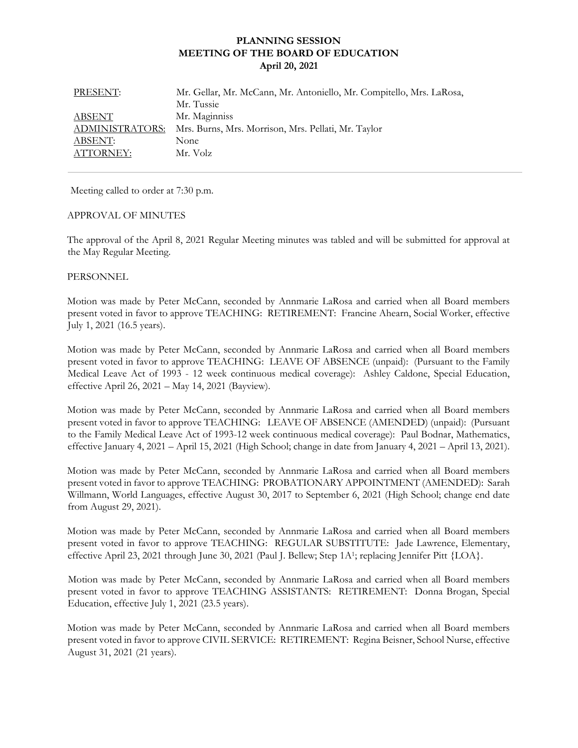# PLANNING SESSION
# MEETING OF THE BOARD OF EDUCATION
## April 20, 2021

| | |
|---|---|
| PRESENT: | Mr. Gellar, Mr. McCann, Mr. Antoniello, Mr. Compitello, Mrs. LaRosa, Mr. Tussie |
| ABSENT | Mr. Maginniss |
| ADMINISTRATORS: | Mrs. Burns, Mrs. Morrison, Mrs. Pellati, Mr. Taylor |
| ABSENT: | None |
| ATTORNEY: | Mr. Volz |

---

Meeting called to order at 7:30 p.m.

APPROVAL OF MINUTES

The approval of the April 8, 2021 Regular Meeting minutes was tabled and will be submitted for approval at the May Regular Meeting.

PERSONNEL

Motion was made by Peter McCann, seconded by Annmarie LaRosa and carried when all Board members present voted in favor to approve TEACHING: RETIREMENT: Francine Ahearn, Social Worker, effective July 1, 2021 (16.5 years).

Motion was made by Peter McCann, seconded by Annmarie LaRosa and carried when all Board members present voted in favor to approve TEACHING: LEAVE OF ABSENCE (unpaid): (Pursuant to the Family Medical Leave Act of 1993 - 12 week continuous medical coverage): Ashley Caldone, Special Education, effective April 26, 2021 – May 14, 2021 (Bayview).

Motion was made by Peter McCann, seconded by Annmarie LaRosa and carried when all Board members present voted in favor to approve TEACHING: LEAVE OF ABSENCE (AMENDED) (unpaid): (Pursuant to the Family Medical Leave Act of 1993-12 week continuous medical coverage): Paul Bodnar, Mathematics, effective January 4, 2021 – April 15, 2021 (High School; change in date from January 4, 2021 – April 13, 2021).

Motion was made by Peter McCann, seconded by Annmarie LaRosa and carried when all Board members present voted in favor to approve TEACHING: PROBATIONARY APPOINTMENT (AMENDED): Sarah Willmann, World Languages, effective August 30, 2017 to September 6, 2021 (High School; change end date from August 29, 2021).

Motion was made by Peter McCann, seconded by Annmarie LaRosa and carried when all Board members present voted in favor to approve TEACHING: REGULAR SUBSTITUTE: Jade Lawrence, Elementary, effective April 23, 2021 through June 30, 2021 (Paul J. Bellew; Step 1A[1]; replacing Jennifer Pitt {LOA}.

Motion was made by Peter McCann, seconded by Annmarie LaRosa and carried when all Board members present voted in favor to approve TEACHING ASSISTANTS: RETIREMENT: Donna Brogan, Special Education, effective July 1, 2021 (23.5 years).

Motion was made by Peter McCann, seconded by Annmarie LaRosa and carried when all Board members present voted in favor to approve CIVIL SERVICE: RETIREMENT: Regina Beisner, School Nurse, effective August 31, 2021 (21 years).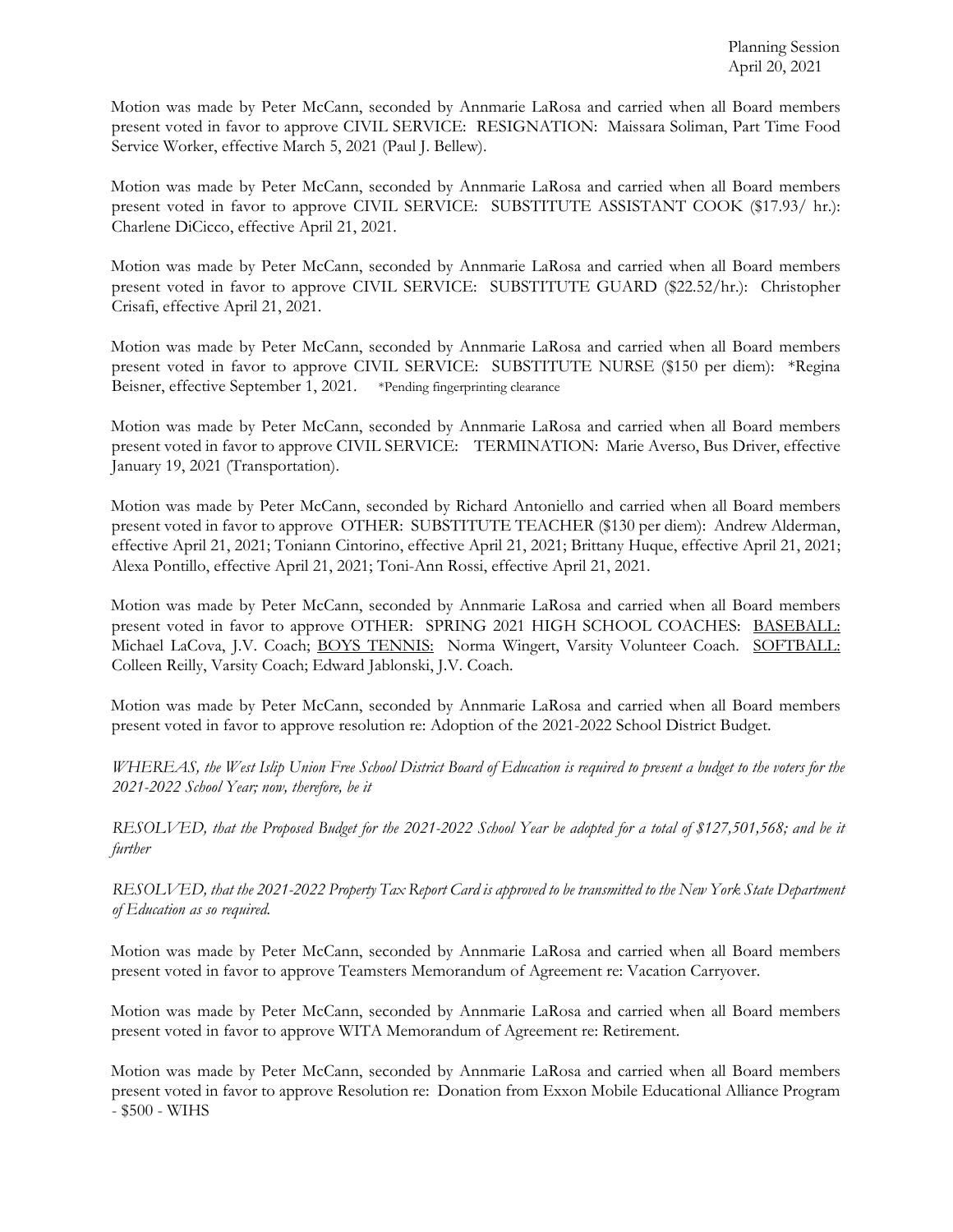Motion was made by Peter McCann, seconded by Annmarie LaRosa and carried when all Board members present voted in favor to approve CIVIL SERVICE: RESIGNATION: Maissara Soliman, Part Time Food Service Worker, effective March 5, 2021 (Paul J. Bellew).

Motion was made by Peter McCann, seconded by Annmarie LaRosa and carried when all Board members present voted in favor to approve CIVIL SERVICE: SUBSTITUTE ASSISTANT COOK ($17.93/ hr.): Charlene DiCicco, effective April 21, 2021.

Motion was made by Peter McCann, seconded by Annmarie LaRosa and carried when all Board members present voted in favor to approve CIVIL SERVICE: SUBSTITUTE GUARD ($22.52/hr.): Christopher Crisafi, effective April 21, 2021.

Motion was made by Peter McCann, seconded by Annmarie LaRosa and carried when all Board members present voted in favor to approve CIVIL SERVICE: SUBSTITUTE NURSE ($150 per diem): *Regina Beisner, effective September 1, 2021. *Pending fingerprinting clearance

Motion was made by Peter McCann, seconded by Annmarie LaRosa and carried when all Board members present voted in favor to approve CIVIL SERVICE: TERMINATION: Marie Averso, Bus Driver, effective January 19, 2021 (Transportation).

Motion was made by Peter McCann, seconded by Richard Antoniello and carried when all Board members present voted in favor to approve OTHER: SUBSTITUTE TEACHER ($130 per diem): Andrew Alderman, effective April 21, 2021; Toniann Cintorino, effective April 21, 2021; Brittany Huque, effective April 21, 2021; Alexa Pontillo, effective April 21, 2021; Toni-Ann Rossi, effective April 21, 2021.

Motion was made by Peter McCann, seconded by Annmarie LaRosa and carried when all Board members present voted in favor to approve OTHER: SPRING 2021 HIGH SCHOOL COACHES: <u>BASEBALL:</u> Michael LaCova, J.V. Coach; <u>BOYS TENNIS:</u> Norma Wingert, Varsity Volunteer Coach. <u>SOFTBALL:</u> Colleen Reilly, Varsity Coach; Edward Jablonski, J.V. Coach.

Motion was made by Peter McCann, seconded by Annmarie LaRosa and carried when all Board members present voted in favor to approve resolution re: Adoption of the 2021-2022 School District Budget.

*WHEREAS, the West Islip Union Free School District Board of Education is required to present a budget to the voters for the 2021-2022 School Year; now, therefore, be it*

*RESOLVED, that the Proposed Budget for the 2021-2022 School Year be adopted for a total of $127,501,568; and be it further*

*RESOLVED, that the 2021-2022 Property Tax Report Card is approved to be transmitted to the New York State Department of Education as so required.*

Motion was made by Peter McCann, seconded by Annmarie LaRosa and carried when all Board members present voted in favor to approve Teamsters Memorandum of Agreement re: Vacation Carryover.

Motion was made by Peter McCann, seconded by Annmarie LaRosa and carried when all Board members present voted in favor to approve WITA Memorandum of Agreement re: Retirement.

Motion was made by Peter McCann, seconded by Annmarie LaRosa and carried when all Board members present voted in favor to approve Resolution re: Donation from Exxon Mobile Educational Alliance Program - $500 - WIHS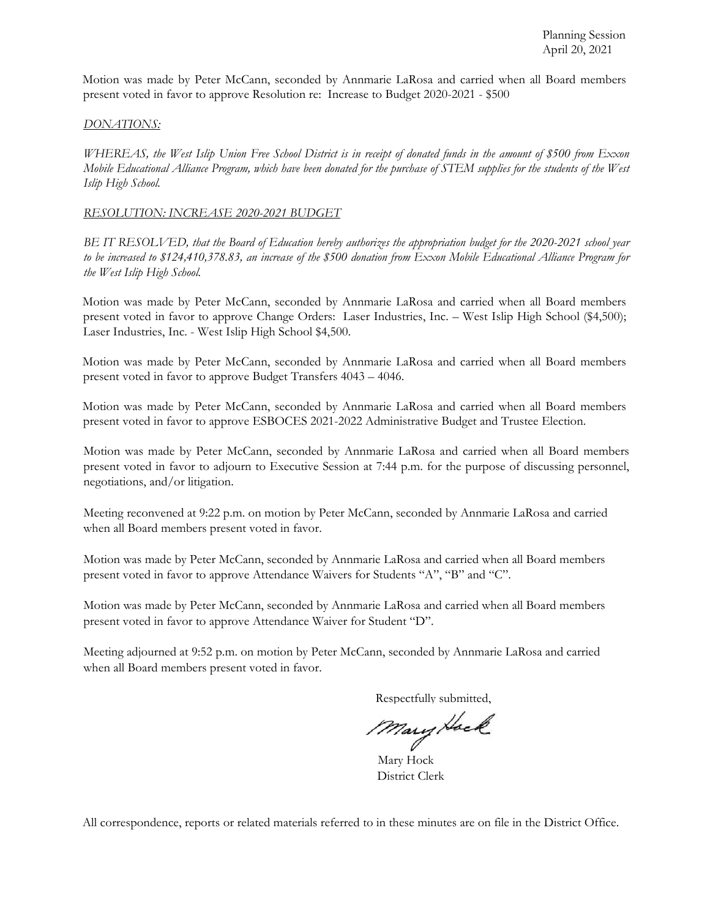Motion was made by Peter McCann, seconded by Annmarie LaRosa and carried when all Board members present voted in favor to approve Resolution re: Increase to Budget 2020-2021 - $500

*DONATIONS:*

*WHEREAS, the West Islip Union Free School District is in receipt of donated funds in the amount of $500 from Exxon Mobile Educational Alliance Program, which have been donated for the purchase of STEM supplies for the students of the West Islip High School.*

*RESOLUTION: INCREASE 2020-2021 BUDGET*

*BE IT RESOLVED, that the Board of Education hereby authorizes the appropriation budget for the 2020-2021 school year to be increased to $124,410,378.83, an increase of the $500 donation from Exxon Mobile Educational Alliance Program for the West Islip High School.*

Motion was made by Peter McCann, seconded by Annmarie LaRosa and carried when all Board members present voted in favor to approve Change Orders: Laser Industries, Inc. – West Islip High School ($4,500); Laser Industries, Inc. - West Islip High School $4,500.

Motion was made by Peter McCann, seconded by Annmarie LaRosa and carried when all Board members present voted in favor to approve Budget Transfers 4043 – 4046.

Motion was made by Peter McCann, seconded by Annmarie LaRosa and carried when all Board members present voted in favor to approve ESBOCES 2021-2022 Administrative Budget and Trustee Election.

Motion was made by Peter McCann, seconded by Annmarie LaRosa and carried when all Board members present voted in favor to adjourn to Executive Session at 7:44 p.m. for the purpose of discussing personnel, negotiations, and/or litigation.

Meeting reconvened at 9:22 p.m. on motion by Peter McCann, seconded by Annmarie LaRosa and carried when all Board members present voted in favor.

Motion was made by Peter McCann, seconded by Annmarie LaRosa and carried when all Board members present voted in favor to approve Attendance Waivers for Students "A", "B" and "C".

Motion was made by Peter McCann, seconded by Annmarie LaRosa and carried when all Board members present voted in favor to approve Attendance Waiver for Student "D".

Meeting adjourned at 9:52 p.m. on motion by Peter McCann, seconded by Annmarie LaRosa and carried when all Board members present voted in favor.

Respectfully submitted,

Mary Hock

Mary Hock
District Clerk

All correspondence, reports or related materials referred to in these minutes are on file in the District Office.